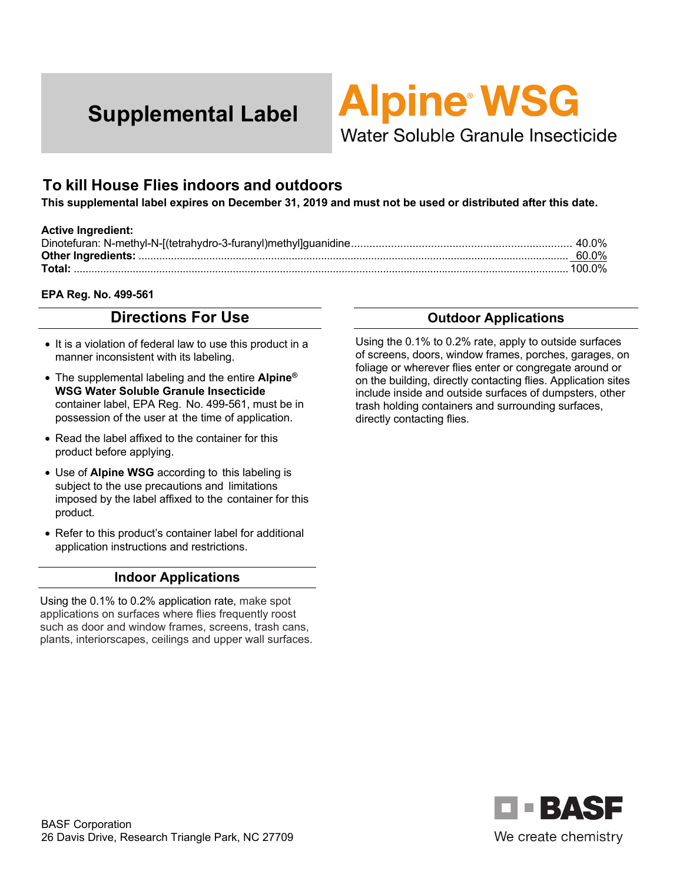# Supplemental Label

# Alpine® WSG

Water Soluble Granule Insecticide

## To kill House Flies indoors and outdoors

**This supplemental label expires on December 31, 2019 and must not be used or distributed after this date.**

**Active Ingredient:**

| | |
|---|---|
| Dinotefuran: N-methyl-N-[(tetrahydro-3-furanyl)methyl]guanidine | 40.0% |
| **Other Ingredients:** | 60.0% |
| **Total:** | 100.0% |

**EPA Reg. No. 499-561**

## Directions For Use

- It is a violation of federal law to use this product in a manner inconsistent with its labeling.
- The supplemental labeling and the entire **Alpine® WSG Water Soluble Granule Insecticide** container label, EPA Reg. No. 499-561, must be in possession of the user at the time of application.
- Read the label affixed to the container for this product before applying.
- Use of **Alpine WSG** according to this labeling is subject to the use precautions and limitations imposed by the label affixed to the container for this product.
- Refer to this product's container label for additional application instructions and restrictions.

### Indoor Applications

Using the 0.1% to 0.2% application rate, make spot applications on surfaces where flies frequently roost such as door and window frames, screens, trash cans, plants, interiorscapes, ceilings and upper wall surfaces.

### Outdoor Applications

Using the 0.1% to 0.2% rate, apply to outside surfaces of screens, doors, window frames, porches, garages, on foliage or wherever flies enter or congregate around or on the building, directly contacting flies. Application sites include inside and outside surfaces of dumpsters, other trash holding containers and surrounding surfaces, directly contacting flies.

BASF Corporation
26 Davis Drive, Research Triangle Park, NC 27709

BASF
We create chemistry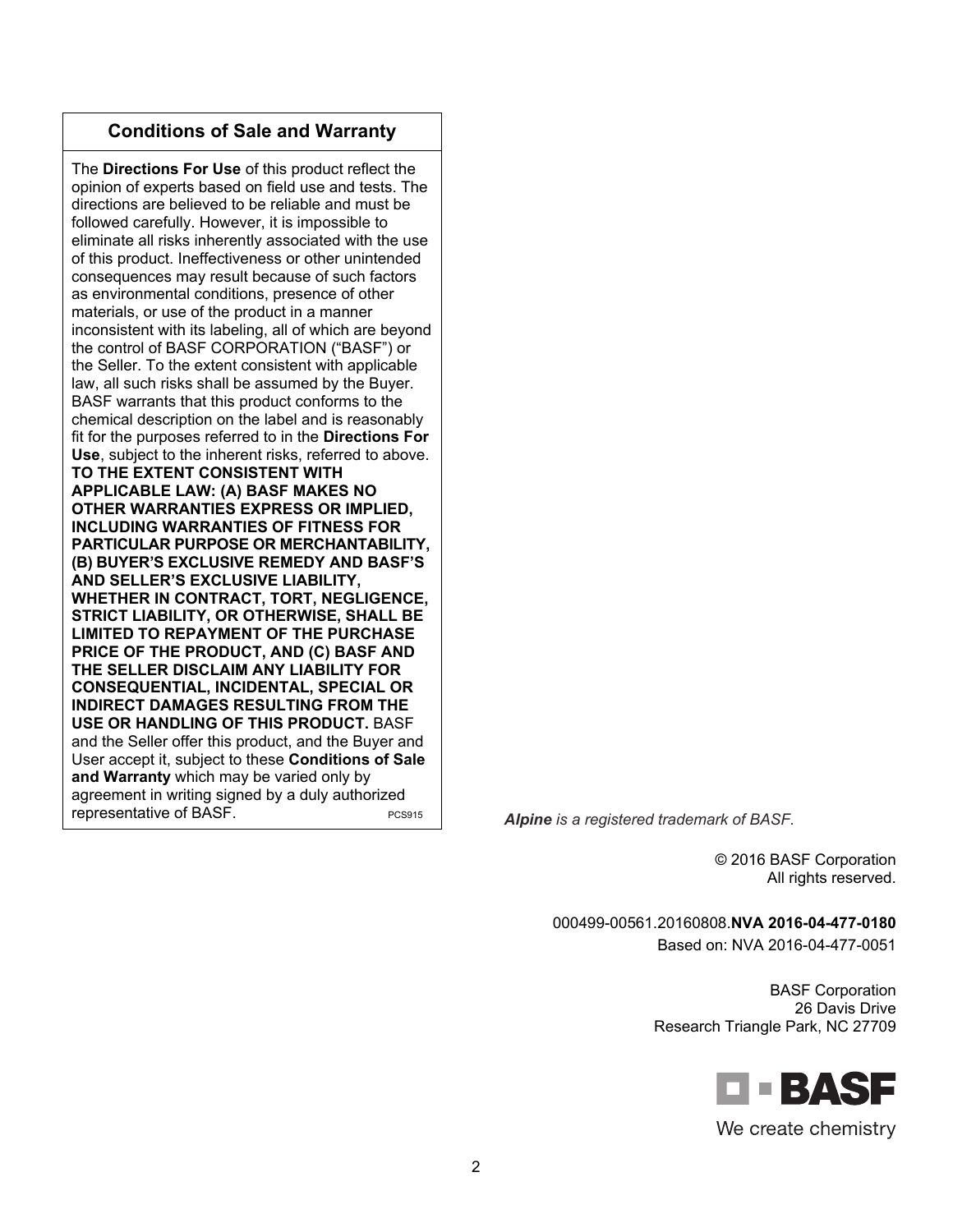## Conditions of Sale and Warranty

The **Directions For Use** of this product reflect the opinion of experts based on field use and tests. The directions are believed to be reliable and must be followed carefully. However, it is impossible to eliminate all risks inherently associated with the use of this product. Ineffectiveness or other unintended consequences may result because of such factors as environmental conditions, presence of other materials, or use of the product in a manner inconsistent with its labeling, all of which are beyond the control of BASF CORPORATION ("BASF") or the Seller. To the extent consistent with applicable law, all such risks shall be assumed by the Buyer. BASF warrants that this product conforms to the chemical description on the label and is reasonably fit for the purposes referred to in the **Directions For Use**, subject to the inherent risks, referred to above. **TO THE EXTENT CONSISTENT WITH APPLICABLE LAW: (A) BASF MAKES NO OTHER WARRANTIES EXPRESS OR IMPLIED, INCLUDING WARRANTIES OF FITNESS FOR PARTICULAR PURPOSE OR MERCHANTABILITY, (B) BUYER'S EXCLUSIVE REMEDY AND BASF'S AND SELLER'S EXCLUSIVE LIABILITY, WHETHER IN CONTRACT, TORT, NEGLIGENCE, STRICT LIABILITY, OR OTHERWISE, SHALL BE LIMITED TO REPAYMENT OF THE PURCHASE PRICE OF THE PRODUCT, AND (C) BASF AND THE SELLER DISCLAIM ANY LIABILITY FOR CONSEQUENTIAL, INCIDENTAL, SPECIAL OR INDIRECT DAMAGES RESULTING FROM THE USE OR HANDLING OF THIS PRODUCT.** BASF and the Seller offer this product, and the Buyer and User accept it, subject to these **Conditions of Sale and Warranty** which may be varied only by agreement in writing signed by a duly authorized representative of BASF. PCS915

***Alpine*** *is a registered trademark of BASF.*

© 2016 BASF Corporation
All rights reserved.

000499-00561.20160808.**NVA 2016-04-477-0180**
Based on: NVA 2016-04-477-0051

BASF Corporation
26 Davis Drive
Research Triangle Park, NC 27709

BASF
We create chemistry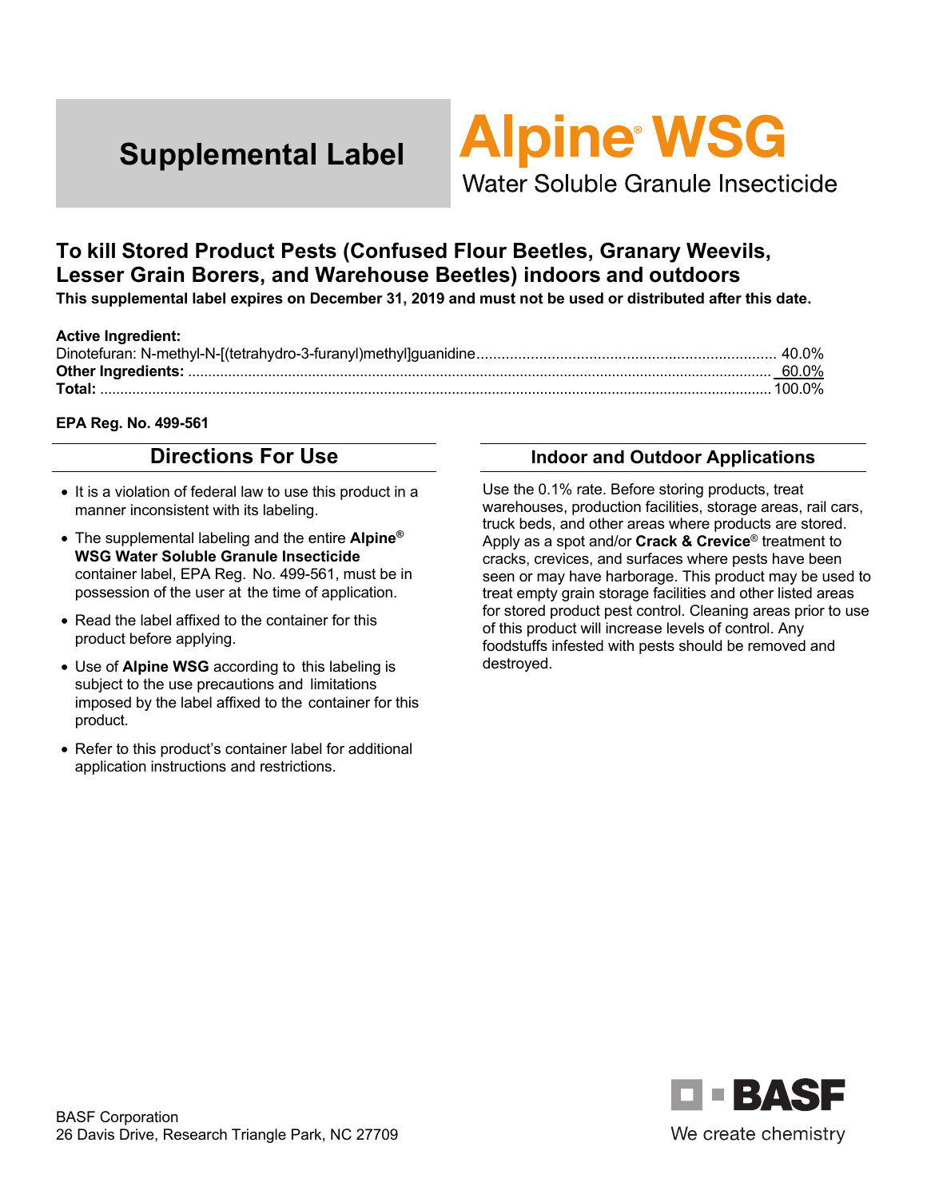# Supplemental Label

# Alpine® WSG

Water Soluble Granule Insecticide

## To kill Stored Product Pests (Confused Flour Beetles, Granary Weevils, Lesser Grain Borers, and Warehouse Beetles) indoors and outdoors

**This supplemental label expires on December 31, 2019 and must not be used or distributed after this date.**

**Active Ingredient:**

| | |
|---|---|
| Dinotefuran: N-methyl-N-[(tetrahydro-3-furanyl)methyl]guanidine | 40.0% |
| **Other Ingredients:** | 60.0% |
| **Total:** | 100.0% |

**EPA Reg. No. 499-561**

## Directions For Use

- It is a violation of federal law to use this product in a manner inconsistent with its labeling.
- The supplemental labeling and the entire **Alpine® WSG Water Soluble Granule Insecticide** container label, EPA Reg. No. 499-561, must be in possession of the user at the time of application.
- Read the label affixed to the container for this product before applying.
- Use of **Alpine WSG** according to this labeling is subject to the use precautions and limitations imposed by the label affixed to the container for this product.
- Refer to this product's container label for additional application instructions and restrictions.

## Indoor and Outdoor Applications

Use the 0.1% rate. Before storing products, treat warehouses, production facilities, storage areas, rail cars, truck beds, and other areas where products are stored. Apply as a spot and/or **Crack & Crevice®** treatment to cracks, crevices, and surfaces where pests have been seen or may have harborage. This product may be used to treat empty grain storage facilities and other listed areas for stored product pest control. Cleaning areas prior to use of this product will increase levels of control. Any foodstuffs infested with pests should be removed and destroyed.

BASF Corporation
26 Davis Drive, Research Triangle Park, NC 27709

BASF
We create chemistry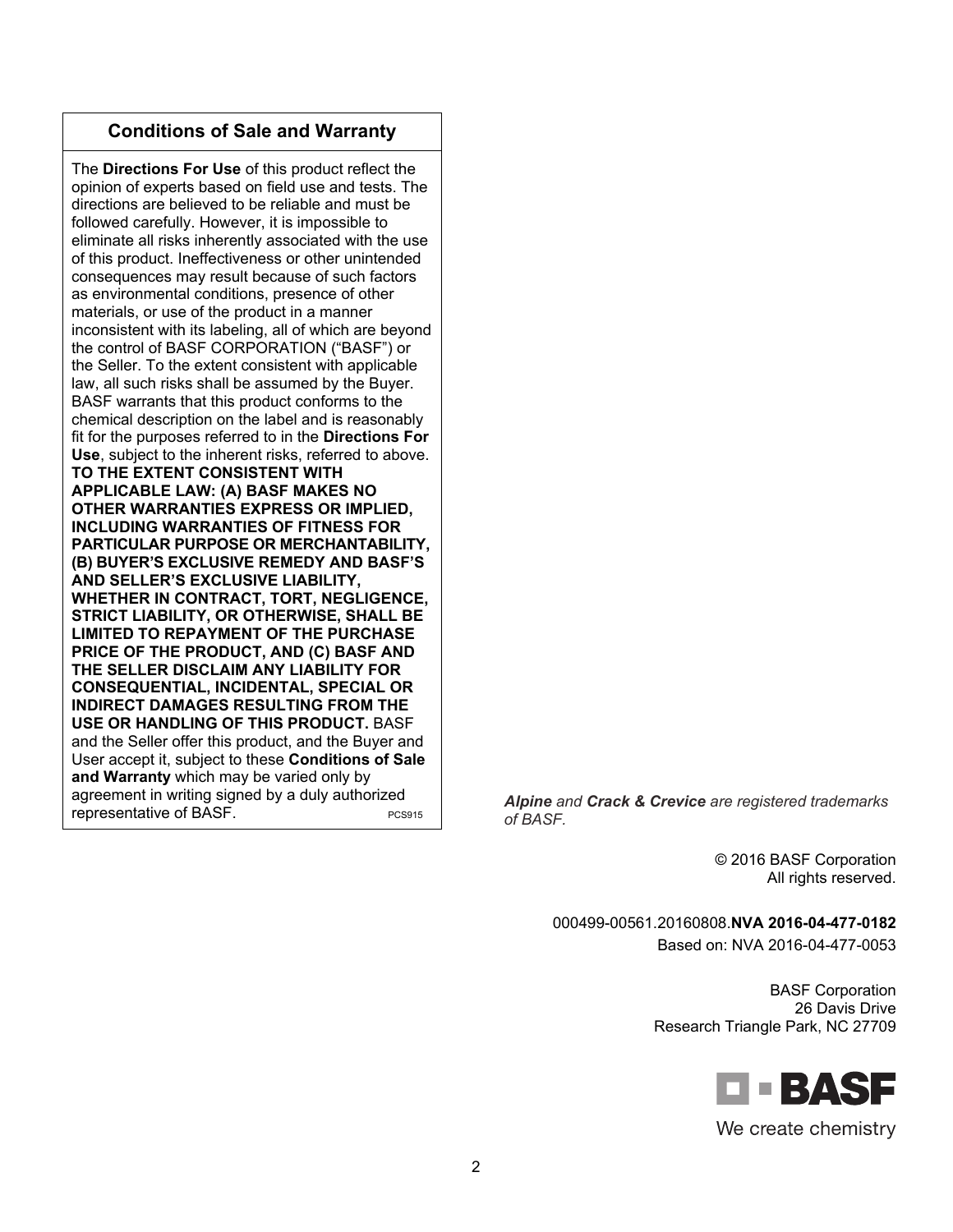## Conditions of Sale and Warranty

The **Directions For Use** of this product reflect the opinion of experts based on field use and tests. The directions are believed to be reliable and must be followed carefully. However, it is impossible to eliminate all risks inherently associated with the use of this product. Ineffectiveness or other unintended consequences may result because of such factors as environmental conditions, presence of other materials, or use of the product in a manner inconsistent with its labeling, all of which are beyond the control of BASF CORPORATION ("BASF") or the Seller. To the extent consistent with applicable law, all such risks shall be assumed by the Buyer. BASF warrants that this product conforms to the chemical description on the label and is reasonably fit for the purposes referred to in the **Directions For Use**, subject to the inherent risks, referred to above. **TO THE EXTENT CONSISTENT WITH APPLICABLE LAW: (A) BASF MAKES NO OTHER WARRANTIES EXPRESS OR IMPLIED, INCLUDING WARRANTIES OF FITNESS FOR PARTICULAR PURPOSE OR MERCHANTABILITY, (B) BUYER'S EXCLUSIVE REMEDY AND BASF'S AND SELLER'S EXCLUSIVE LIABILITY, WHETHER IN CONTRACT, TORT, NEGLIGENCE, STRICT LIABILITY, OR OTHERWISE, SHALL BE LIMITED TO REPAYMENT OF THE PURCHASE PRICE OF THE PRODUCT, AND (C) BASF AND THE SELLER DISCLAIM ANY LIABILITY FOR CONSEQUENTIAL, INCIDENTAL, SPECIAL OR INDIRECT DAMAGES RESULTING FROM THE USE OR HANDLING OF THIS PRODUCT.** BASF and the Seller offer this product, and the Buyer and User accept it, subject to these **Conditions of Sale and Warranty** which may be varied only by agreement in writing signed by a duly authorized representative of BASF. PCS915

***Alpine*** *and* ***Crack & Crevice*** *are registered trademarks of BASF.*

© 2016 BASF Corporation
All rights reserved.

000499-00561.20160808.**NVA 2016-04-477-0182**
Based on: NVA 2016-04-477-0053

BASF Corporation
26 Davis Drive
Research Triangle Park, NC 27709

BASF
We create chemistry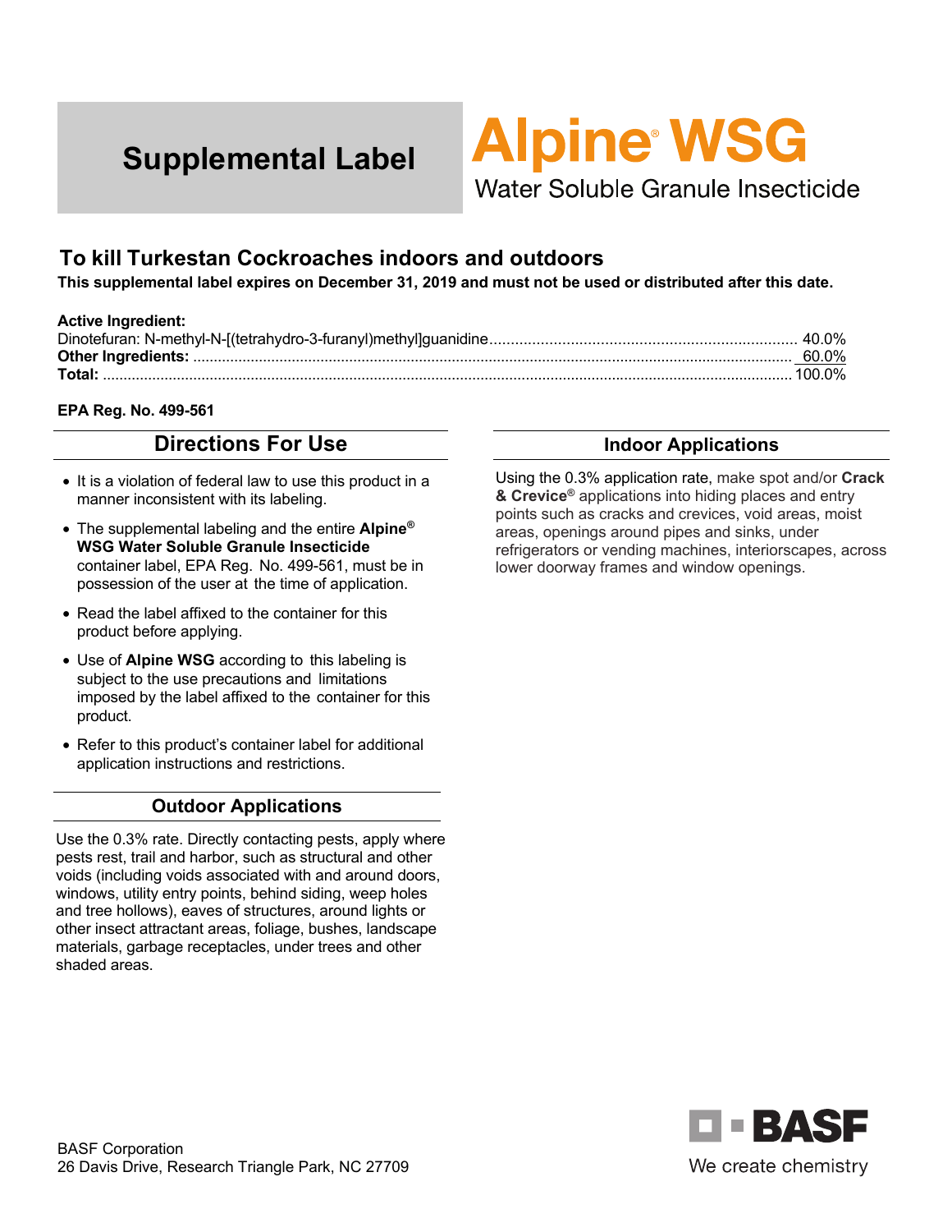# Supplemental Label

# Alpine® WSG

Water Soluble Granule Insecticide

## To kill Turkestan Cockroaches indoors and outdoors

**This supplemental label expires on December 31, 2019 and must not be used or distributed after this date.**

**Active Ingredient:**

| | |
|---|---|
| Dinotefuran: N-methyl-N-[(tetrahydro-3-furanyl)methyl]guanidine | 40.0% |
| **Other Ingredients:** | 60.0% |
| **Total:** | 100.0% |

**EPA Reg. No. 499-561**

## Directions For Use

- It is a violation of federal law to use this product in a manner inconsistent with its labeling.
- The supplemental labeling and the entire **Alpine® WSG Water Soluble Granule Insecticide** container label, EPA Reg. No. 499-561, must be in possession of the user at the time of application.
- Read the label affixed to the container for this product before applying.
- Use of **Alpine WSG** according to this labeling is subject to the use precautions and limitations imposed by the label affixed to the container for this product.
- Refer to this product's container label for additional application instructions and restrictions.

## Outdoor Applications

Use the 0.3% rate. Directly contacting pests, apply where pests rest, trail and harbor, such as structural and other voids (including voids associated with and around doors, windows, utility entry points, behind siding, weep holes and tree hollows), eaves of structures, around lights or other insect attractant areas, foliage, bushes, landscape materials, garbage receptacles, under trees and other shaded areas.

## Indoor Applications

Using the 0.3% application rate, make spot and/or **Crack & Crevice®** applications into hiding places and entry points such as cracks and crevices, void areas, moist areas, openings around pipes and sinks, under refrigerators or vending machines, interiorscapes, across lower doorway frames and window openings.

BASF Corporation
26 Davis Drive, Research Triangle Park, NC 27709

BASF
We create chemistry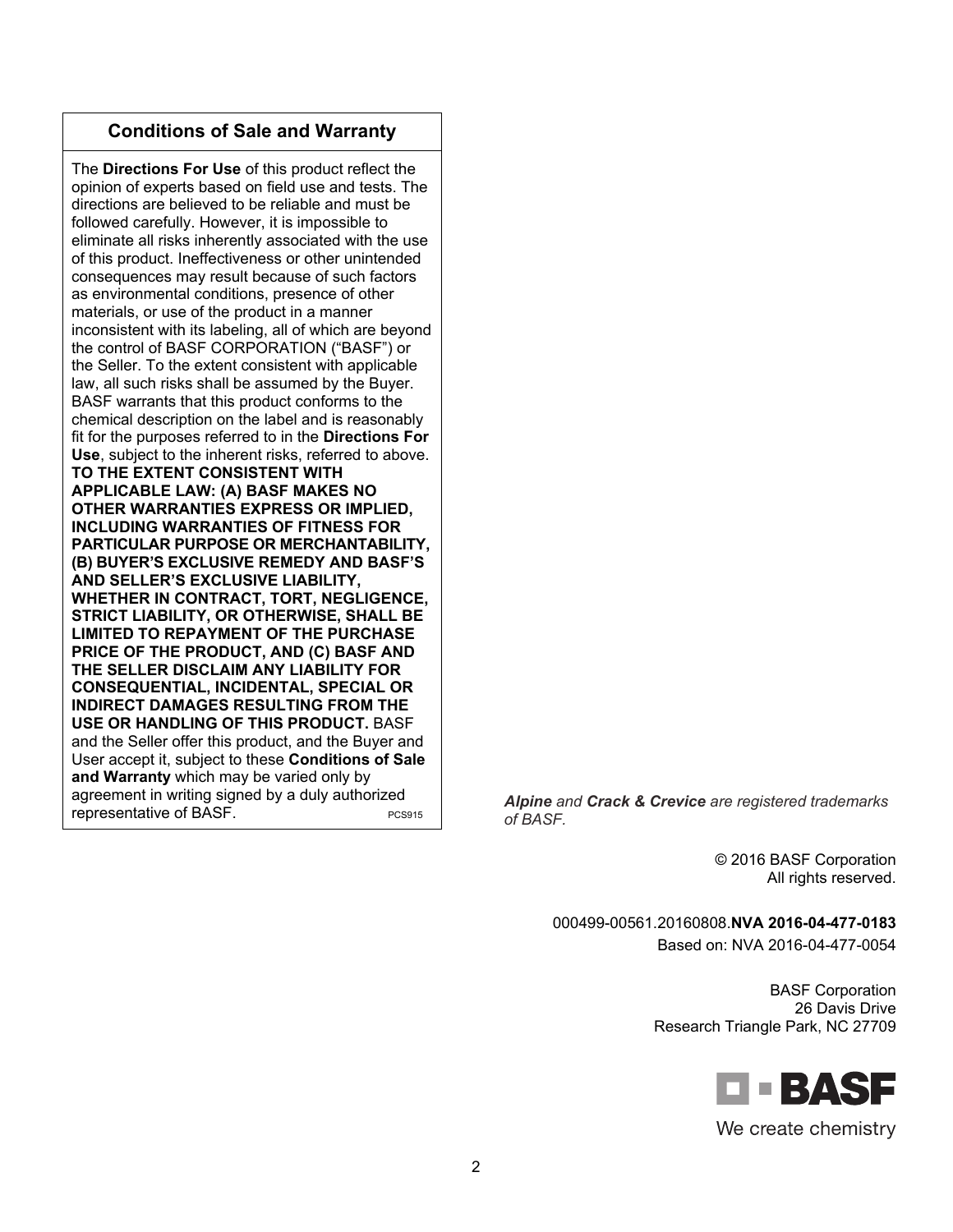## Conditions of Sale and Warranty

The **Directions For Use** of this product reflect the opinion of experts based on field use and tests. The directions are believed to be reliable and must be followed carefully. However, it is impossible to eliminate all risks inherently associated with the use of this product. Ineffectiveness or other unintended consequences may result because of such factors as environmental conditions, presence of other materials, or use of the product in a manner inconsistent with its labeling, all of which are beyond the control of BASF CORPORATION ("BASF") or the Seller. To the extent consistent with applicable law, all such risks shall be assumed by the Buyer. BASF warrants that this product conforms to the chemical description on the label and is reasonably fit for the purposes referred to in the **Directions For Use**, subject to the inherent risks, referred to above. **TO THE EXTENT CONSISTENT WITH APPLICABLE LAW: (A) BASF MAKES NO OTHER WARRANTIES EXPRESS OR IMPLIED, INCLUDING WARRANTIES OF FITNESS FOR PARTICULAR PURPOSE OR MERCHANTABILITY, (B) BUYER'S EXCLUSIVE REMEDY AND BASF'S AND SELLER'S EXCLUSIVE LIABILITY, WHETHER IN CONTRACT, TORT, NEGLIGENCE, STRICT LIABILITY, OR OTHERWISE, SHALL BE LIMITED TO REPAYMENT OF THE PURCHASE PRICE OF THE PRODUCT, AND (C) BASF AND THE SELLER DISCLAIM ANY LIABILITY FOR CONSEQUENTIAL, INCIDENTAL, SPECIAL OR INDIRECT DAMAGES RESULTING FROM THE USE OR HANDLING OF THIS PRODUCT.** BASF and the Seller offer this product, and the Buyer and User accept it, subject to these **Conditions of Sale and Warranty** which may be varied only by agreement in writing signed by a duly authorized representative of BASF. PCS915

***Alpine*** *and* ***Crack & Crevice*** *are registered trademarks of BASF.*

© 2016 BASF Corporation
All rights reserved.

000499-00561.20160808.**NVA 2016-04-477-0183**
Based on: NVA 2016-04-477-0054

BASF Corporation
26 Davis Drive
Research Triangle Park, NC 27709

BASF
We create chemistry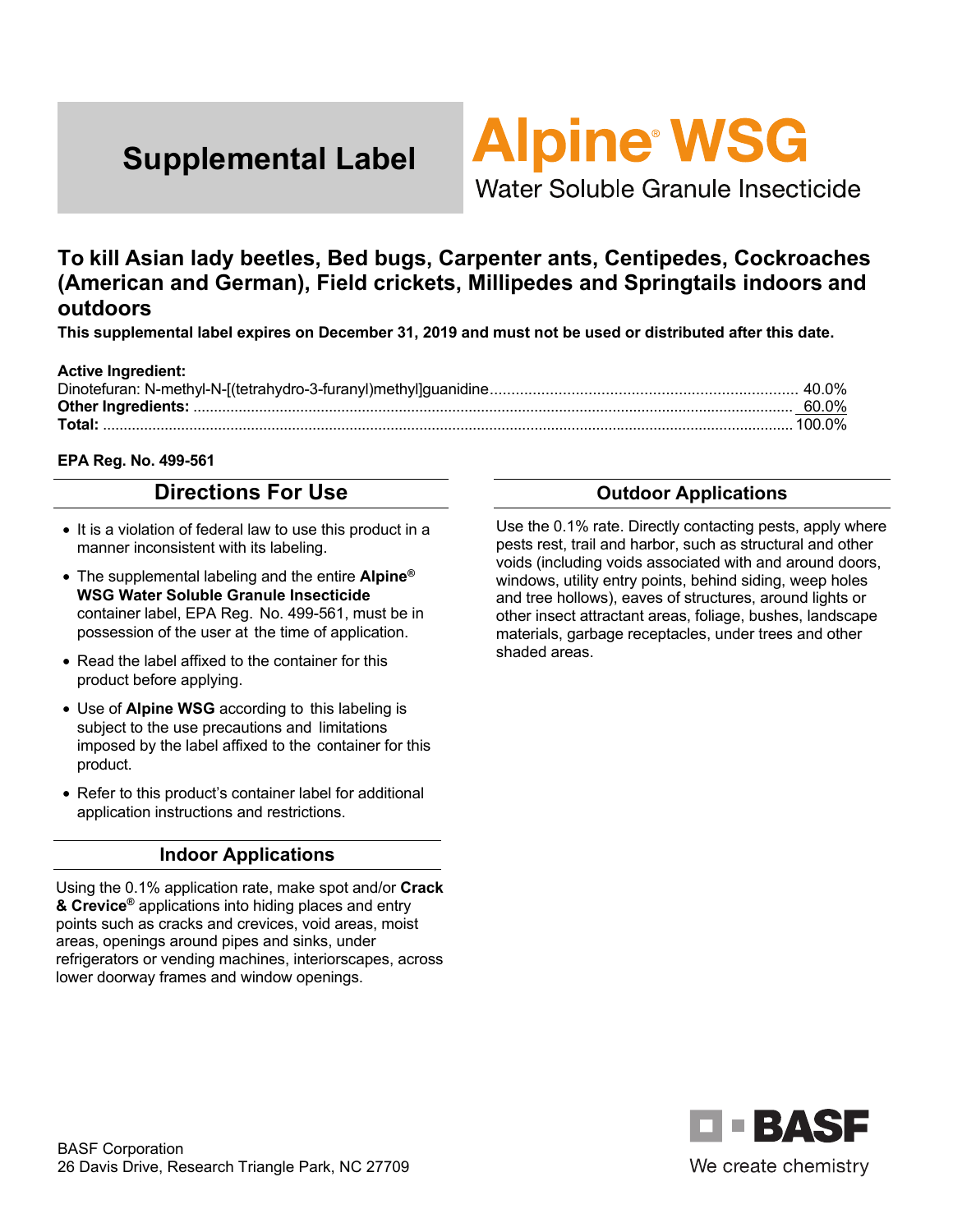# Supplemental Label

# Alpine® WSG

Water Soluble Granule Insecticide

## To kill Asian lady beetles, Bed bugs, Carpenter ants, Centipedes, Cockroaches (American and German), Field crickets, Millipedes and Springtails indoors and outdoors

**This supplemental label expires on December 31, 2019 and must not be used or distributed after this date.**

**Active Ingredient:**

| | |
|---|---|
| Dinotefuran: N-methyl-N-[(tetrahydro-3-furanyl)methyl]guanidine | 40.0% |
| **Other Ingredients:** | 60.0% |
| **Total:** | 100.0% |

**EPA Reg. No. 499-561**

## Directions For Use

- It is a violation of federal law to use this product in a manner inconsistent with its labeling.
- The supplemental labeling and the entire **Alpine® WSG Water Soluble Granule Insecticide** container label, EPA Reg. No. 499-561, must be in possession of the user at the time of application.
- Read the label affixed to the container for this product before applying.
- Use of **Alpine WSG** according to this labeling is subject to the use precautions and limitations imposed by the label affixed to the container for this product.
- Refer to this product's container label for additional application instructions and restrictions.

## Indoor Applications

Using the 0.1% application rate, make spot and/or **Crack & Crevice®** applications into hiding places and entry points such as cracks and crevices, void areas, moist areas, openings around pipes and sinks, under refrigerators or vending machines, interiorscapes, across lower doorway frames and window openings.

## Outdoor Applications

Use the 0.1% rate. Directly contacting pests, apply where pests rest, trail and harbor, such as structural and other voids (including voids associated with and around doors, windows, utility entry points, behind siding, weep holes and tree hollows), eaves of structures, around lights or other insect attractant areas, foliage, bushes, landscape materials, garbage receptacles, under trees and other shaded areas.

BASF Corporation
26 Davis Drive, Research Triangle Park, NC 27709

BASF
We create chemistry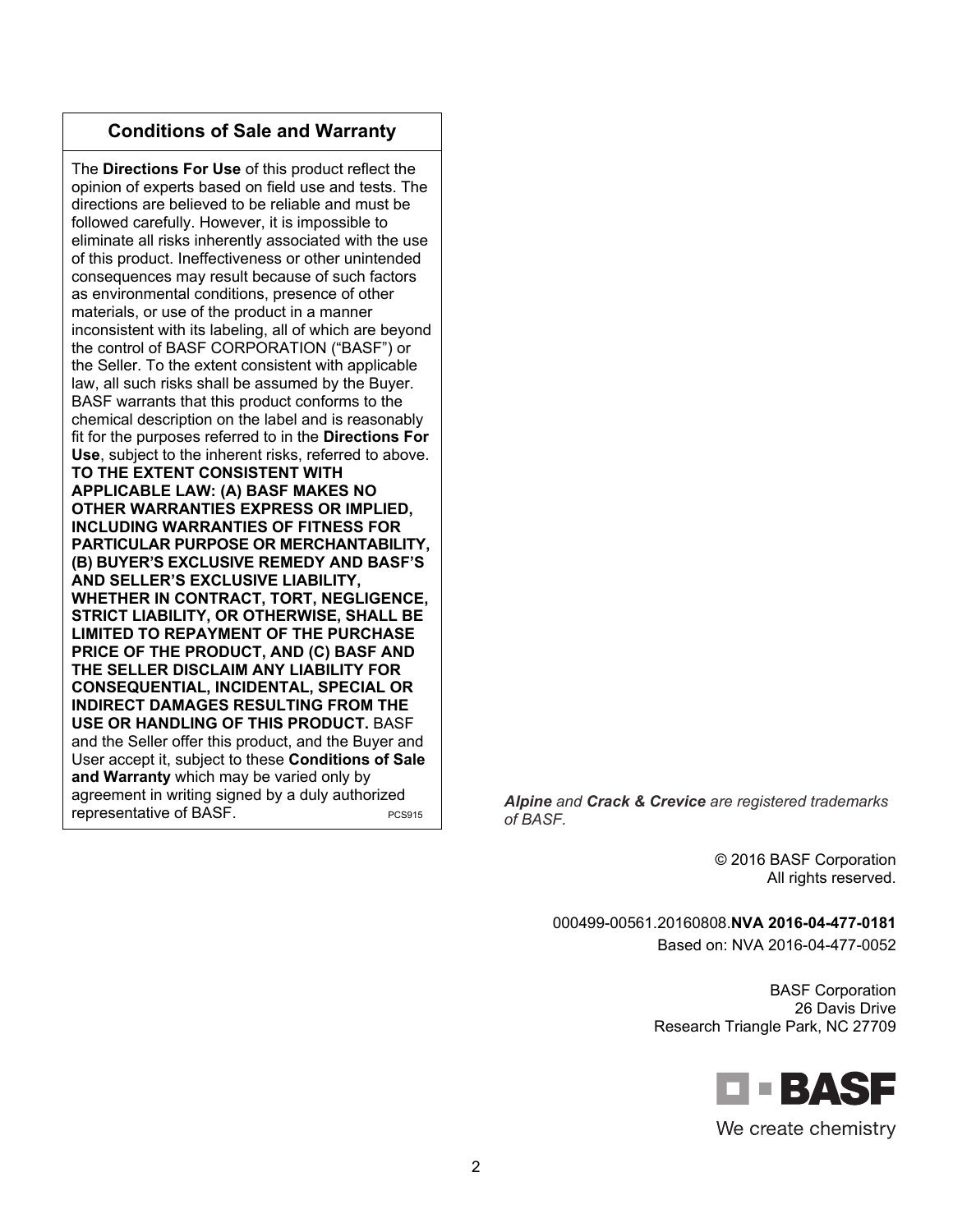## Conditions of Sale and Warranty

The **Directions For Use** of this product reflect the opinion of experts based on field use and tests. The directions are believed to be reliable and must be followed carefully. However, it is impossible to eliminate all risks inherently associated with the use of this product. Ineffectiveness or other unintended consequences may result because of such factors as environmental conditions, presence of other materials, or use of the product in a manner inconsistent with its labeling, all of which are beyond the control of BASF CORPORATION ("BASF") or the Seller. To the extent consistent with applicable law, all such risks shall be assumed by the Buyer. BASF warrants that this product conforms to the chemical description on the label and is reasonably fit for the purposes referred to in the **Directions For Use**, subject to the inherent risks, referred to above. **TO THE EXTENT CONSISTENT WITH APPLICABLE LAW: (A) BASF MAKES NO OTHER WARRANTIES EXPRESS OR IMPLIED, INCLUDING WARRANTIES OF FITNESS FOR PARTICULAR PURPOSE OR MERCHANTABILITY, (B) BUYER'S EXCLUSIVE REMEDY AND BASF'S AND SELLER'S EXCLUSIVE LIABILITY, WHETHER IN CONTRACT, TORT, NEGLIGENCE, STRICT LIABILITY, OR OTHERWISE, SHALL BE LIMITED TO REPAYMENT OF THE PURCHASE PRICE OF THE PRODUCT, AND (C) BASF AND THE SELLER DISCLAIM ANY LIABILITY FOR CONSEQUENTIAL, INCIDENTAL, SPECIAL OR INDIRECT DAMAGES RESULTING FROM THE USE OR HANDLING OF THIS PRODUCT.** BASF and the Seller offer this product, and the Buyer and User accept it, subject to these **Conditions of Sale and Warranty** which may be varied only by agreement in writing signed by a duly authorized representative of BASF. PCS915

***Alpine*** *and* ***Crack & Crevice*** *are registered trademarks of BASF.*

© 2016 BASF Corporation
All rights reserved.

000499-00561.20160808.**NVA 2016-04-477-0181**
Based on: NVA 2016-04-477-0052

BASF Corporation
26 Davis Drive
Research Triangle Park, NC 27709

BASF
We create chemistry